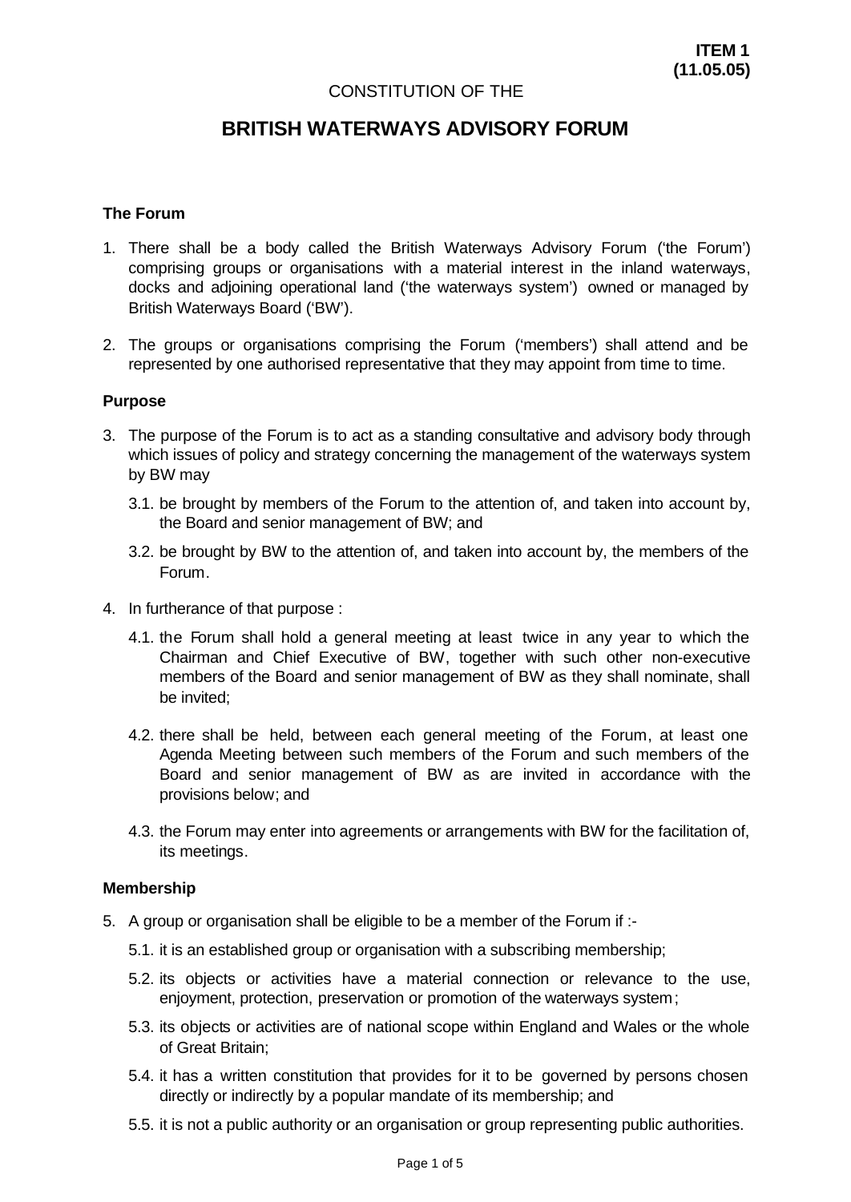**ITEM 1**
**(11.05.05)**

CONSTITUTION OF THE

# BRITISH WATERWAYS ADVISORY FORUM

### The Forum

1. There shall be a body called the British Waterways Advisory Forum ('the Forum') comprising groups or organisations with a material interest in the inland waterways, docks and adjoining operational land ('the waterways system') owned or managed by British Waterways Board ('BW').

2. The groups or organisations comprising the Forum ('members') shall attend and be represented by one authorised representative that they may appoint from time to time.

### Purpose

3. The purpose of the Forum is to act as a standing consultative and advisory body through which issues of policy and strategy concerning the management of the waterways system by BW may

   3.1. be brought by members of the Forum to the attention of, and taken into account by, the Board and senior management of BW; and

   3.2. be brought by BW to the attention of, and taken into account by, the members of the Forum.

4. In furtherance of that purpose :

   4.1. the Forum shall hold a general meeting at least twice in any year to which the Chairman and Chief Executive of BW, together with such other non-executive members of the Board and senior management of BW as they shall nominate, shall be invited;

   4.2. there shall be held, between each general meeting of the Forum, at least one Agenda Meeting between such members of the Forum and such members of the Board and senior management of BW as are invited in accordance with the provisions below; and

   4.3. the Forum may enter into agreements or arrangements with BW for the facilitation of, its meetings.

### Membership

5. A group or organisation shall be eligible to be a member of the Forum if :-

   5.1. it is an established group or organisation with a subscribing membership;

   5.2. its objects or activities have a material connection or relevance to the use, enjoyment, protection, preservation or promotion of the waterways system;

   5.3. its objects or activities are of national scope within England and Wales or the whole of Great Britain;

   5.4. it has a written constitution that provides for it to be governed by persons chosen directly or indirectly by a popular mandate of its membership; and

   5.5. it is not a public authority or an organisation or group representing public authorities.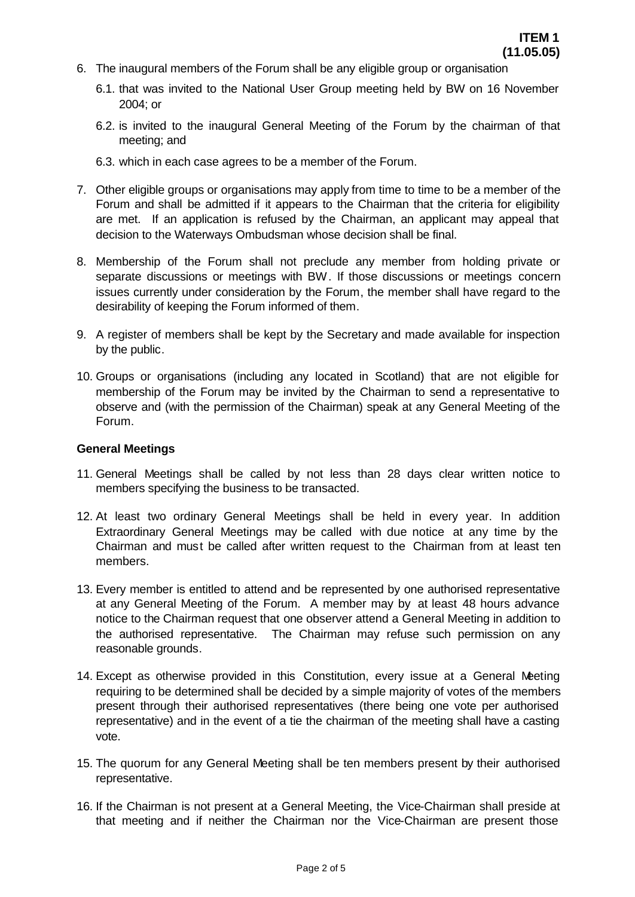6. The inaugural members of the Forum shall be any eligible group or organisation

   6.1. that was invited to the National User Group meeting held by BW on 16 November 2004; or

   6.2. is invited to the inaugural General Meeting of the Forum by the chairman of that meeting; and

   6.3. which in each case agrees to be a member of the Forum.

7. Other eligible groups or organisations may apply from time to time to be a member of the Forum and shall be admitted if it appears to the Chairman that the criteria for eligibility are met. If an application is refused by the Chairman, an applicant may appeal that decision to the Waterways Ombudsman whose decision shall be final.

8. Membership of the Forum shall not preclude any member from holding private or separate discussions or meetings with BW. If those discussions or meetings concern issues currently under consideration by the Forum, the member shall have regard to the desirability of keeping the Forum informed of them.

9. A register of members shall be kept by the Secretary and made available for inspection by the public.

10. Groups or organisations (including any located in Scotland) that are not eligible for membership of the Forum may be invited by the Chairman to send a representative to observe and (with the permission of the Chairman) speak at any General Meeting of the Forum.

**General Meetings**

11. General Meetings shall be called by not less than 28 days clear written notice to members specifying the business to be transacted.

12. At least two ordinary General Meetings shall be held in every year. In addition Extraordinary General Meetings may be called with due notice at any time by the Chairman and must be called after written request to the Chairman from at least ten members.

13. Every member is entitled to attend and be represented by one authorised representative at any General Meeting of the Forum. A member may by at least 48 hours advance notice to the Chairman request that one observer attend a General Meeting in addition to the authorised representative. The Chairman may refuse such permission on any reasonable grounds.

14. Except as otherwise provided in this Constitution, every issue at a General Meeting requiring to be determined shall be decided by a simple majority of votes of the members present through their authorised representatives (there being one vote per authorised representative) and in the event of a tie the chairman of the meeting shall have a casting vote.

15. The quorum for any General Meeting shall be ten members present by their authorised representative.

16. If the Chairman is not present at a General Meeting, the Vice-Chairman shall preside at that meeting and if neither the Chairman nor the Vice-Chairman are present those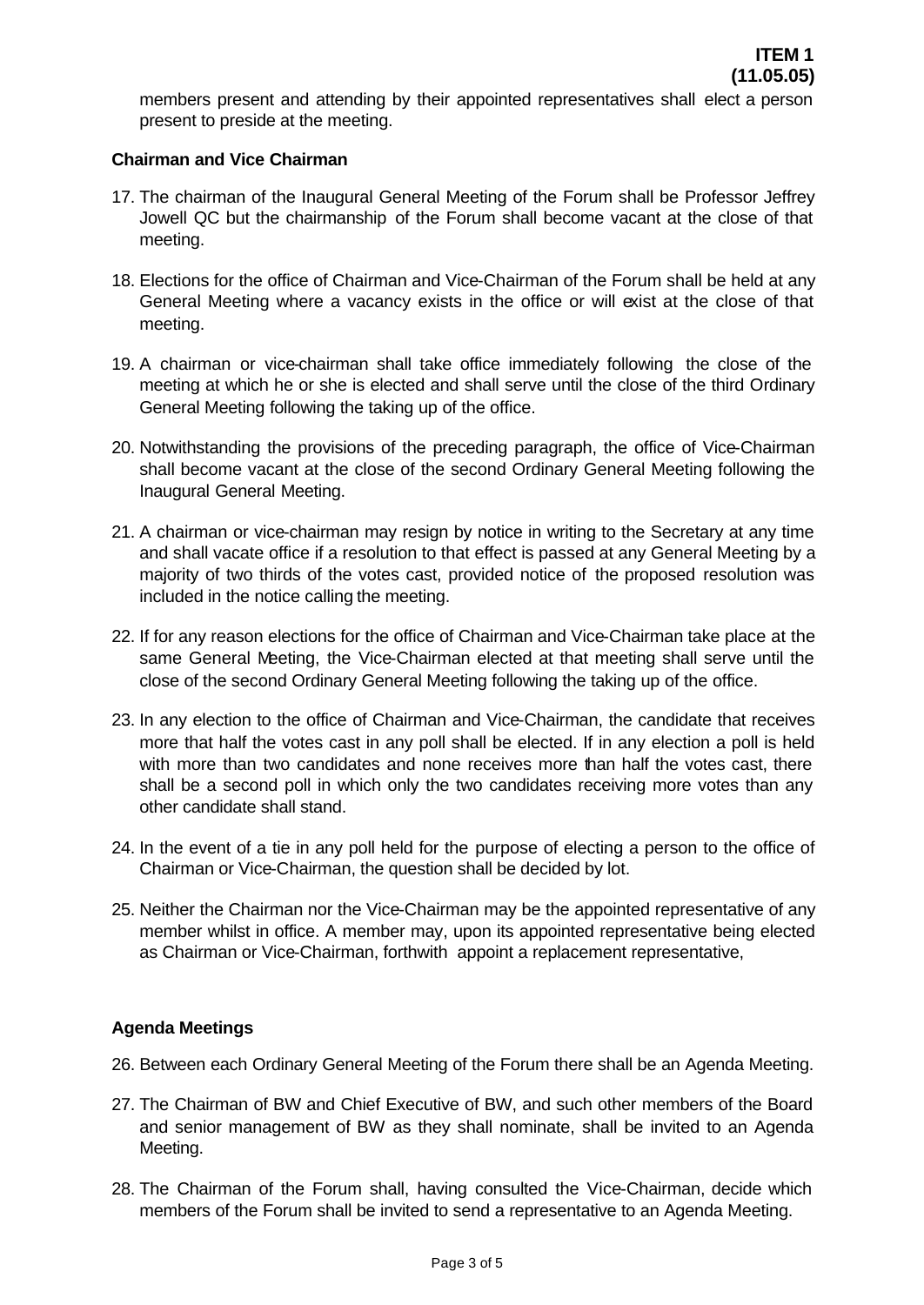members present and attending by their appointed representatives shall elect a person present to preside at the meeting.

**Chairman and Vice Chairman**

17. The chairman of the Inaugural General Meeting of the Forum shall be Professor Jeffrey Jowell QC but the chairmanship of the Forum shall become vacant at the close of that meeting.

18. Elections for the office of Chairman and Vice-Chairman of the Forum shall be held at any General Meeting where a vacancy exists in the office or will exist at the close of that meeting.

19. A chairman or vice-chairman shall take office immediately following the close of the meeting at which he or she is elected and shall serve until the close of the third Ordinary General Meeting following the taking up of the office.

20. Notwithstanding the provisions of the preceding paragraph, the office of Vice-Chairman shall become vacant at the close of the second Ordinary General Meeting following the Inaugural General Meeting.

21. A chairman or vice-chairman may resign by notice in writing to the Secretary at any time and shall vacate office if a resolution to that effect is passed at any General Meeting by a majority of two thirds of the votes cast, provided notice of the proposed resolution was included in the notice calling the meeting.

22. If for any reason elections for the office of Chairman and Vice-Chairman take place at the same General Meeting, the Vice-Chairman elected at that meeting shall serve until the close of the second Ordinary General Meeting following the taking up of the office.

23. In any election to the office of Chairman and Vice-Chairman, the candidate that receives more that half the votes cast in any poll shall be elected. If in any election a poll is held with more than two candidates and none receives more than half the votes cast, there shall be a second poll in which only the two candidates receiving more votes than any other candidate shall stand.

24. In the event of a tie in any poll held for the purpose of electing a person to the office of Chairman or Vice-Chairman, the question shall be decided by lot.

25. Neither the Chairman nor the Vice-Chairman may be the appointed representative of any member whilst in office. A member may, upon its appointed representative being elected as Chairman or Vice-Chairman, forthwith appoint a replacement representative,

**Agenda Meetings**

26. Between each Ordinary General Meeting of the Forum there shall be an Agenda Meeting.

27. The Chairman of BW and Chief Executive of BW, and such other members of the Board and senior management of BW as they shall nominate, shall be invited to an Agenda Meeting.

28. The Chairman of the Forum shall, having consulted the Vice-Chairman, decide which members of the Forum shall be invited to send a representative to an Agenda Meeting.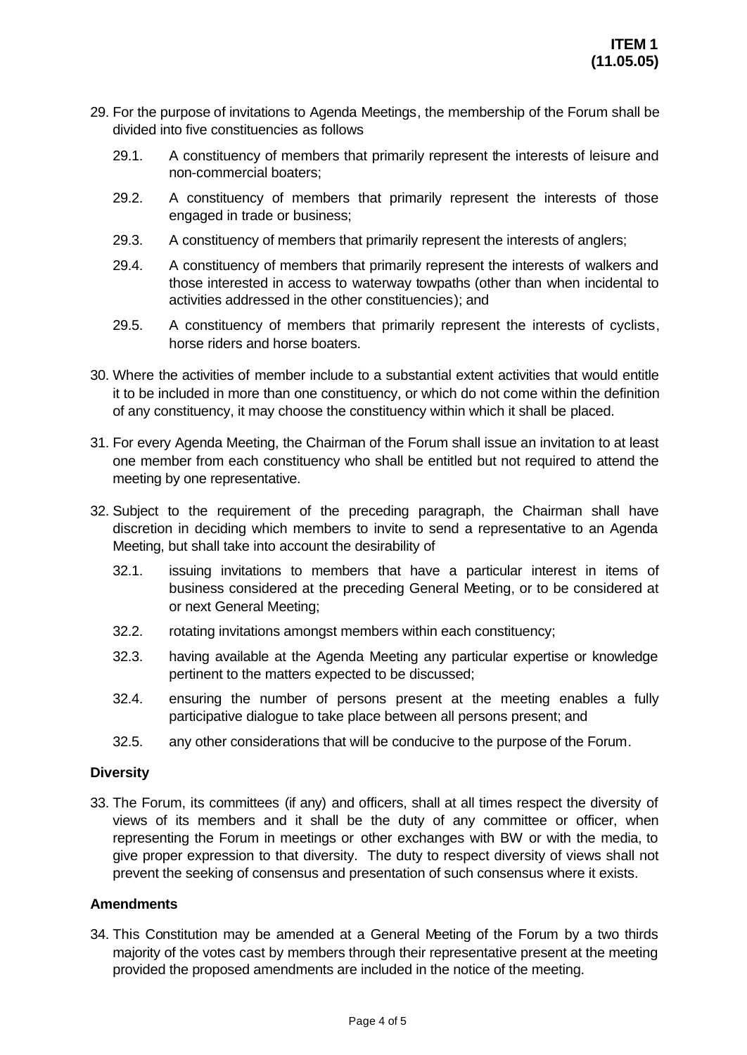**ITEM 1**
**(11.05.05)**

29. For the purpose of invitations to Agenda Meetings, the membership of the Forum shall be divided into five constituencies as follows
    - 29.1. A constituency of members that primarily represent the interests of leisure and non-commercial boaters;
    - 29.2. A constituency of members that primarily represent the interests of those engaged in trade or business;
    - 29.3. A constituency of members that primarily represent the interests of anglers;
    - 29.4. A constituency of members that primarily represent the interests of walkers and those interested in access to waterway towpaths (other than when incidental to activities addressed in the other constituencies); and
    - 29.5. A constituency of members that primarily represent the interests of cyclists, horse riders and horse boaters.
30. Where the activities of member include to a substantial extent activities that would entitle it to be included in more than one constituency, or which do not come within the definition of any constituency, it may choose the constituency within which it shall be placed.
31. For every Agenda Meeting, the Chairman of the Forum shall issue an invitation to at least one member from each constituency who shall be entitled but not required to attend the meeting by one representative.
32. Subject to the requirement of the preceding paragraph, the Chairman shall have discretion in deciding which members to invite to send a representative to an Agenda Meeting, but shall take into account the desirability of
    - 32.1. issuing invitations to members that have a particular interest in items of business considered at the preceding General Meeting, or to be considered at or next General Meeting;
    - 32.2. rotating invitations amongst members within each constituency;
    - 32.3. having available at the Agenda Meeting any particular expertise or knowledge pertinent to the matters expected to be discussed;
    - 32.4. ensuring the number of persons present at the meeting enables a fully participative dialogue to take place between all persons present; and
    - 32.5. any other considerations that will be conducive to the purpose of the Forum.

**Diversity**

33. The Forum, its committees (if any) and officers, shall at all times respect the diversity of views of its members and it shall be the duty of any committee or officer, when representing the Forum in meetings or other exchanges with BW or with the media, to give proper expression to that diversity. The duty to respect diversity of views shall not prevent the seeking of consensus and presentation of such consensus where it exists.

**Amendments**

34. This Constitution may be amended at a General Meeting of the Forum by a two thirds majority of the votes cast by members through their representative present at the meeting provided the proposed amendments are included in the notice of the meeting.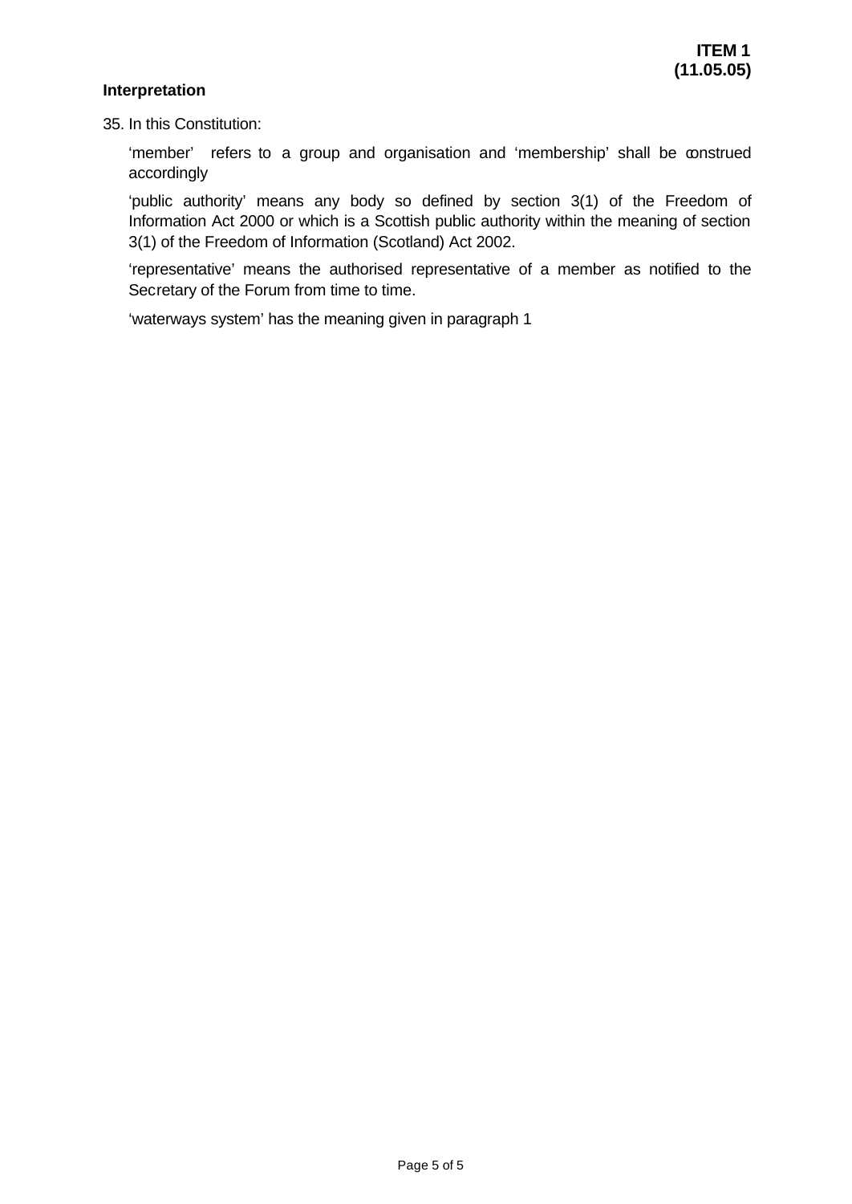**ITEM 1**
**(11.05.05)**

### Interpretation

35. In this Constitution:

    'member' refers to a group and organisation and 'membership' shall be construed accordingly

    'public authority' means any body so defined by section 3(1) of the Freedom of Information Act 2000 or which is a Scottish public authority within the meaning of section 3(1) of the Freedom of Information (Scotland) Act 2002.

    'representative' means the authorised representative of a member as notified to the Secretary of the Forum from time to time.

    'waterways system' has the meaning given in paragraph 1